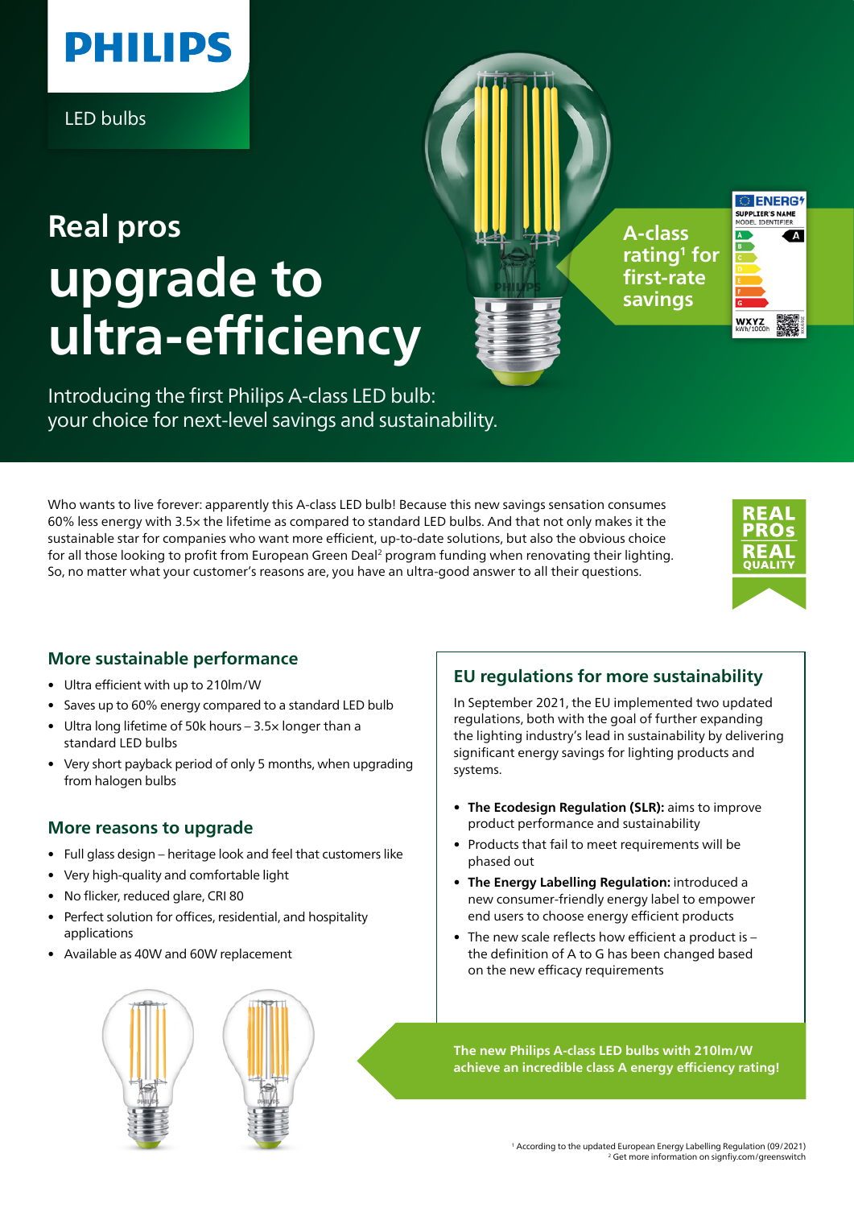PHILIPS

LED bulbs

# Real pros upgrade to ultra-efficiency

A-class rating[1] for first-rate savings

Introducing the first Philips A-class LED bulb: your choice for next-level savings and sustainability.

Who wants to live forever: apparently this A-class LED bulb! Because this new savings sensation consumes 60% less energy with 3.5× the lifetime as compared to standard LED bulbs. And that not only makes it the sustainable star for companies who want more efficient, up-to-date solutions, but also the obvious choice for all those looking to profit from European Green Deal[2] program funding when renovating their lighting. So, no matter what your customer's reasons are, you have an ultra-good answer to all their questions.

REAL PROs REAL QUALITY

## More sustainable performance

- Ultra efficient with up to 210lm/W
- Saves up to 60% energy compared to a standard LED bulb
- Ultra long lifetime of 50k hours – 3.5× longer than a standard LED bulbs
- Very short payback period of only 5 months, when upgrading from halogen bulbs

## More reasons to upgrade

- Full glass design – heritage look and feel that customers like
- Very high-quality and comfortable light
- No flicker, reduced glare, CRI 80
- Perfect solution for offices, residential, and hospitality applications
- Available as 40W and 60W replacement

## EU regulations for more sustainability

In September 2021, the EU implemented two updated regulations, both with the goal of further expanding the lighting industry's lead in sustainability by delivering significant energy savings for lighting products and systems.

- **The Ecodesign Regulation (SLR):** aims to improve product performance and sustainability
- Products that fail to meet requirements will be phased out
- **The Energy Labelling Regulation:** introduced a new consumer-friendly energy label to empower end users to choose energy efficient products
- The new scale reflects how efficient a product is – the definition of A to G has been changed based on the new efficacy requirements

**The new Philips A-class LED bulbs with 210lm/W achieve an incredible class A energy efficiency rating!**

[1] According to the updated European Energy Labelling Regulation (09/2021)
[2] Get more information on signfiy.com/greenswitch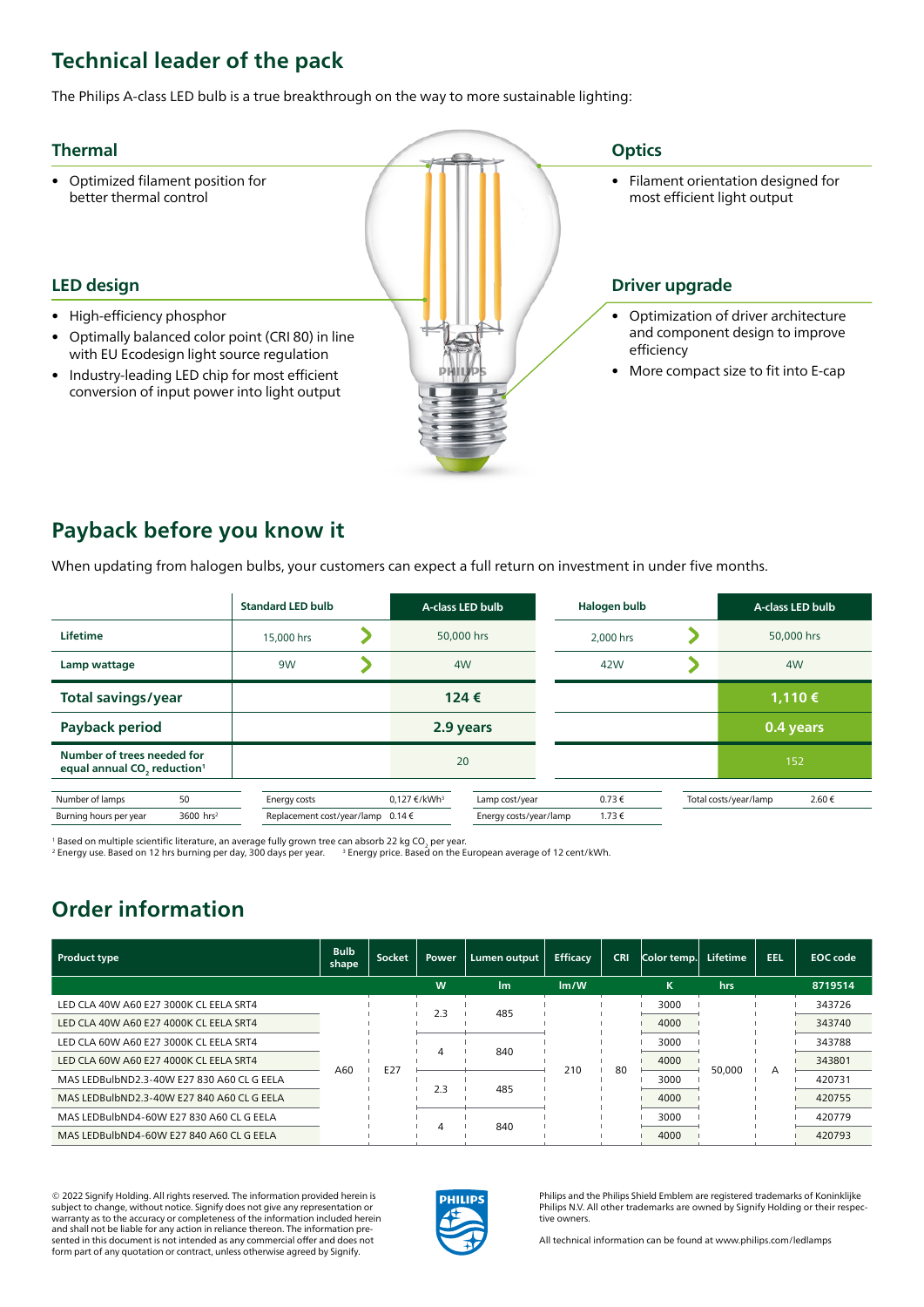## Technical leader of the pack

The Philips A-class LED bulb is a true breakthrough on the way to more sustainable lighting:

### Thermal

- Optimized filament position for better thermal control

### LED design

- High-efficiency phosphor
- Optimally balanced color point (CRI 80) in line with EU Ecodesign light source regulation
- Industry-leading LED chip for most efficient conversion of input power into light output

### Optics

- Filament orientation designed for most efficient light output

### Driver upgrade

- Optimization of driver architecture and component design to improve efficiency
- More compact size to fit into E-cap

## Payback before you know it

When updating from halogen bulbs, your customers can expect a full return on investment in under five months.

| | Standard LED bulb | A-class LED bulb | Halogen bulb | A-class LED bulb |
|---|---|---|---|---|
| Lifetime | 15,000 hrs | 50,000 hrs | 2,000 hrs | 50,000 hrs |
| Lamp wattage | 9W | 4W | 42W | 4W |
| **Total savings/year** | | **124 €** | | **1,110 €** |
| **Payback period** | | **2.9 years** | | **0.4 years** |
| Number of trees needed for equal annual $CO_2$ reduction[1] | | 20 | | 152 |

| | | | | | | | |
|---|---|---|---|---|---|---|---|
| Number of lamps | 50 | Energy costs | 0,127 €/kWh[3] | Lamp cost/year | 0.73 € | Total costs/year/lamp | 2.60 € |
| Burning hours per year | 3600 hrs[2] | Replacement cost/year/lamp | 0.14 € | Energy costs/year/lamp | 1.73 € | | |

[1] Based on multiple scientific literature, an average fully grown tree can absorb 22 kg $CO_2$ per year.
[2] Energy use. Based on 12 hrs burning per day, 300 days per year. [3] Energy price. Based on the European average of 12 cent/kWh.

## Order information

| Product type | Bulb shape | Socket | Power | Lumen output | Efficacy | CRI | Color temp. | Lifetime | EEL | EOC code |
|---|---|---|---|---|---|---|---|---|---|---|
| | | | W | lm | lm/W | | K | hrs | | 8719514 |
| LED CLA 40W A60 E27 3000K CL EELA SRT4 | A60 | E27 | 2.3 | 485 | 210 | 80 | 3000 | 50,000 | A | 343726 |
| LED CLA 40W A60 E27 4000K CL EELA SRT4 | A60 | E27 | 2.3 | 485 | 210 | 80 | 4000 | 50,000 | A | 343740 |
| LED CLA 60W A60 E27 3000K CL EELA SRT4 | A60 | E27 | 4 | 840 | 210 | 80 | 3000 | 50,000 | A | 343788 |
| LED CLA 60W A60 E27 4000K CL EELA SRT4 | A60 | E27 | 4 | 840 | 210 | 80 | 4000 | 50,000 | A | 343801 |
| MAS LEDBulbND2.3-40W E27 830 A60 CL G EELA | A60 | E27 | 2.3 | 485 | 210 | 80 | 3000 | 50,000 | A | 420731 |
| MAS LEDBulbND2.3-40W E27 840 A60 CL G EELA | A60 | E27 | 2.3 | 485 | 210 | 80 | 4000 | 50,000 | A | 420755 |
| MAS LEDBulbND4-60W E27 830 A60 CL G EELA | A60 | E27 | 4 | 840 | 210 | 80 | 3000 | 50,000 | A | 420779 |
| MAS LEDBulbND4-60W E27 840 A60 CL G EELA | A60 | E27 | 4 | 840 | 210 | 80 | 4000 | 50,000 | A | 420793 |

© 2022 Signify Holding. All rights reserved. The information provided herein is subject to change, without notice. Signify does not give any representation or warranty as to the accuracy or completeness of the information included herein and shall not be liable for any action in reliance thereon. The information presented in this document is not intended as any commercial offer and does not form part of any quotation or contract, unless otherwise agreed by Signify.

Philips and the Philips Shield Emblem are registered trademarks of Koninklijke Philips N.V. All other trademarks are owned by Signify Holding or their respective owners.

All technical information can be found at www.philips.com/ledlamps